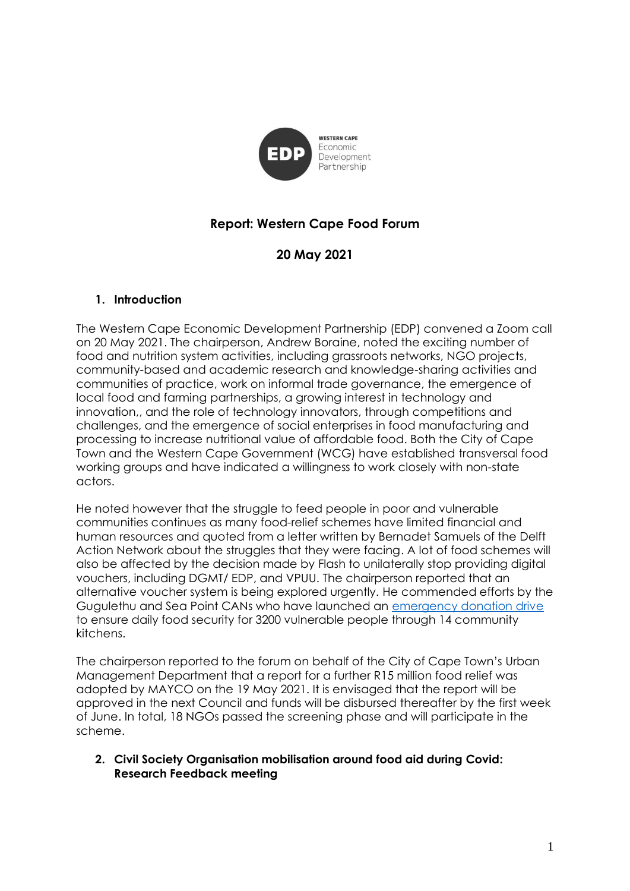WESTERN CAPE Economic Development Partnership

**Report: Western Cape Food Forum**

**20 May 2021**

## 1. Introduction

The Western Cape Economic Development Partnership (EDP) convened a Zoom call on 20 May 2021. The chairperson, Andrew Boraine, noted the exciting number of food and nutrition system activities, including grassroots networks, NGO projects, community-based and academic research and knowledge-sharing activities and communities of practice, work on informal trade governance, the emergence of local food and farming partnerships, a growing interest in technology and innovation,, and the role of technology innovators, through competitions and challenges, and the emergence of social enterprises in food manufacturing and processing to increase nutritional value of affordable food. Both the City of Cape Town and the Western Cape Government (WCG) have established transversal food working groups and have indicated a willingness to work closely with non-state actors.

He noted however that the struggle to feed people in poor and vulnerable communities continues as many food-relief schemes have limited financial and human resources and quoted from a letter written by Bernadet Samuels of the Delft Action Network about the struggles that they were facing. A lot of food schemes will also be affected by the decision made by Flash to unilaterally stop providing digital vouchers, including DGMT/ EDP, and VPUU. The chairperson reported that an alternative voucher system is being explored urgently. He commended efforts by the Gugulethu and Sea Point CANs who have launched an emergency donation drive to ensure daily food security for 3200 vulnerable people through 14 community kitchens.

The chairperson reported to the forum on behalf of the City of Cape Town's Urban Management Department that a report for a further R15 million food relief was adopted by MAYCO on the 19 May 2021. It is envisaged that the report will be approved in the next Council and funds will be disbursed thereafter by the first week of June. In total, 18 NGOs passed the screening phase and will participate in the scheme.

## 2. Civil Society Organisation mobilisation around food aid during Covid: Research Feedback meeting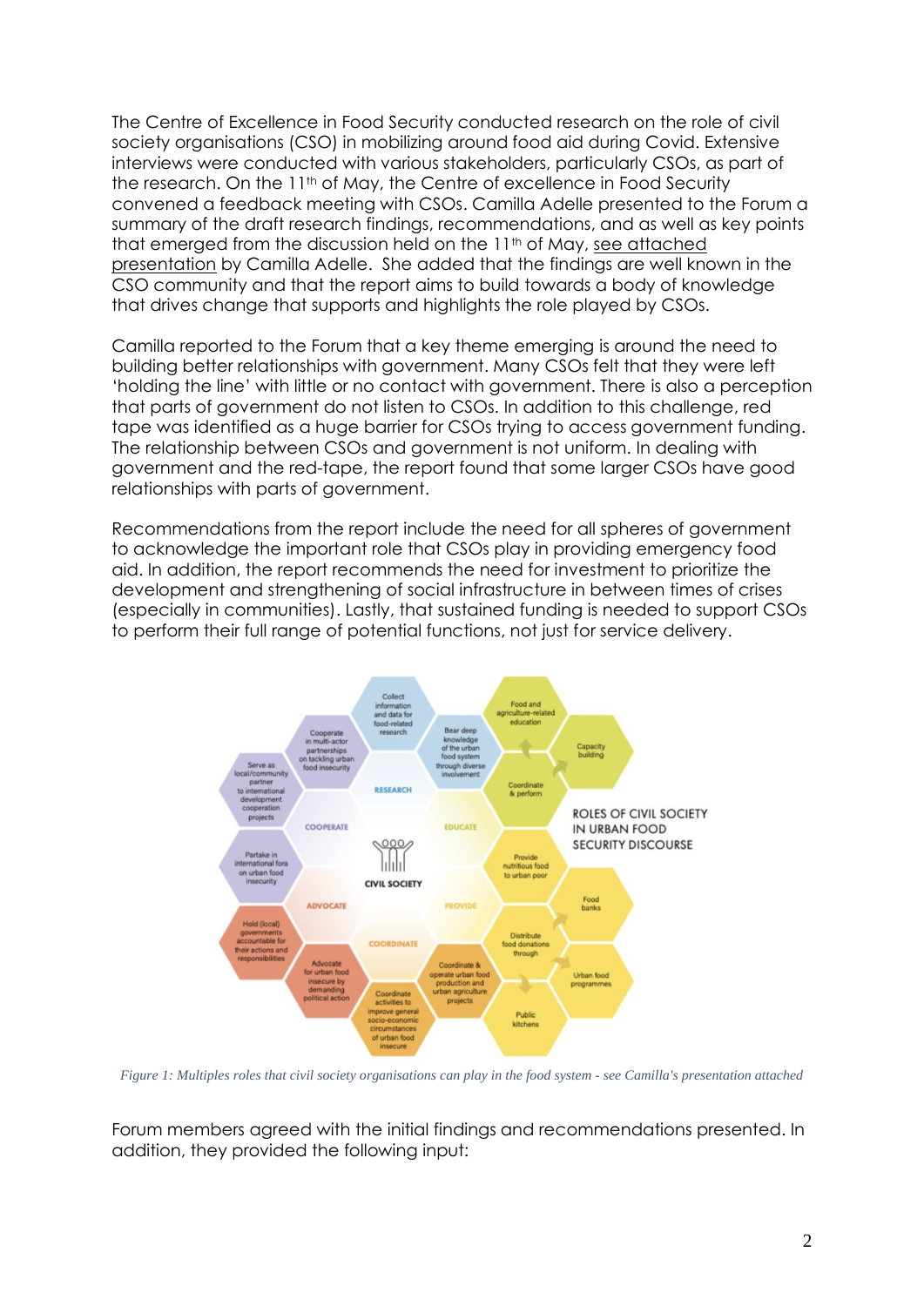The Centre of Excellence in Food Security conducted research on the role of civil society organisations (CSO) in mobilizing around food aid during Covid. Extensive interviews were conducted with various stakeholders, particularly CSOs, as part of the research. On the 11th of May, the Centre of excellence in Food Security convened a feedback meeting with CSOs. Camilla Adelle presented to the Forum a summary of the draft research findings, recommendations, and as well as key points that emerged from the discussion held on the 11th of May, see attached presentation by Camilla Adelle. She added that the findings are well known in the CSO community and that the report aims to build towards a body of knowledge that drives change that supports and highlights the role played by CSOs.

Camilla reported to the Forum that a key theme emerging is around the need to building better relationships with government. Many CSOs felt that they were left 'holding the line' with little or no contact with government. There is also a perception that parts of government do not listen to CSOs. In addition to this challenge, red tape was identified as a huge barrier for CSOs trying to access government funding. The relationship between CSOs and government is not uniform. In dealing with government and the red-tape, the report found that some larger CSOs have good relationships with parts of government.

Recommendations from the report include the need for all spheres of government to acknowledge the important role that CSOs play in providing emergency food aid. In addition, the report recommends the need for investment to prioritize the development and strengthening of social infrastructure in between times of crises (especially in communities). Lastly, that sustained funding is needed to support CSOs to perform their full range of potential functions, not just for service delivery.

*Figure 1: Multiples roles that civil society organisations can play in the food system - see Camilla's presentation attached*

Forum members agreed with the initial findings and recommendations presented. In addition, they provided the following input: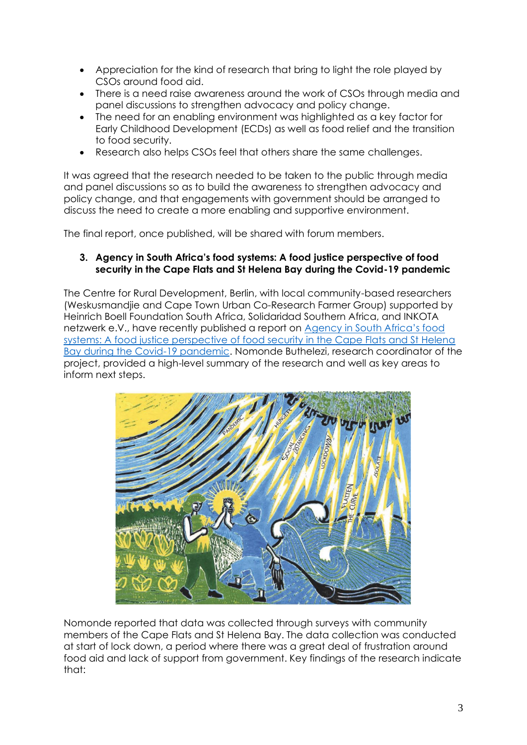- Appreciation for the kind of research that bring to light the role played by CSOs around food aid.
- There is a need raise awareness around the work of CSOs through media and panel discussions to strengthen advocacy and policy change.
- The need for an enabling environment was highlighted as a key factor for Early Childhood Development (ECDs) as well as food relief and the transition to food security.
- Research also helps CSOs feel that others share the same challenges.

It was agreed that the research needed to be taken to the public through media and panel discussions so as to build the awareness to strengthen advocacy and policy change, and that engagements with government should be arranged to discuss the need to create a more enabling and supportive environment.

The final report, once published, will be shared with forum members.

### 3. Agency in South Africa's food systems: A food justice perspective of food security in the Cape Flats and St Helena Bay during the Covid-19 pandemic

The Centre for Rural Development, Berlin, with local community-based researchers (Weskusmandjie and Cape Town Urban Co-Research Farmer Group) supported by Heinrich Boell Foundation South Africa, Solidaridad Southern Africa, and INKOTA netzwerk e.V., have recently published a report on Agency in South Africa's food systems: A food justice perspective of food security in the Cape Flats and St Helena Bay during the Covid-19 pandemic. Nomonde Buthelezi, research coordinator of the project, provided a high-level summary of the research and well as key areas to inform next steps.

Nomonde reported that data was collected through surveys with community members of the Cape Flats and St Helena Bay. The data collection was conducted at start of lock down, a period where there was a great deal of frustration around food aid and lack of support from government. Key findings of the research indicate that: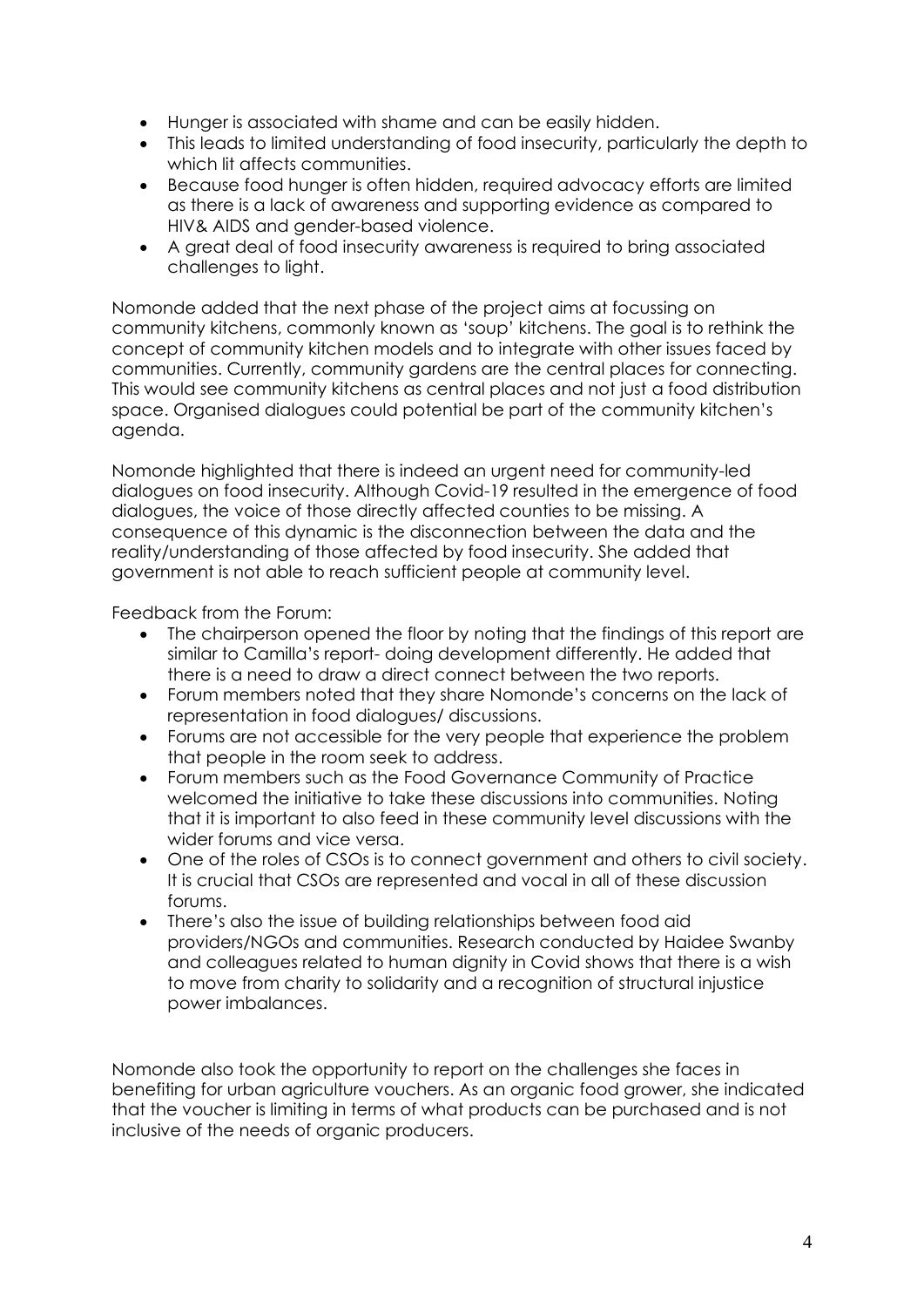- Hunger is associated with shame and can be easily hidden.
- This leads to limited understanding of food insecurity, particularly the depth to which lit affects communities.
- Because food hunger is often hidden, required advocacy efforts are limited as there is a lack of awareness and supporting evidence as compared to HIV& AIDS and gender-based violence.
- A great deal of food insecurity awareness is required to bring associated challenges to light.

Nomonde added that the next phase of the project aims at focussing on community kitchens, commonly known as 'soup' kitchens. The goal is to rethink the concept of community kitchen models and to integrate with other issues faced by communities. Currently, community gardens are the central places for connecting. This would see community kitchens as central places and not just a food distribution space. Organised dialogues could potential be part of the community kitchen's agenda.

Nomonde highlighted that there is indeed an urgent need for community-led dialogues on food insecurity. Although Covid-19 resulted in the emergence of food dialogues, the voice of those directly affected counties to be missing. A consequence of this dynamic is the disconnection between the data and the reality/understanding of those affected by food insecurity. She added that government is not able to reach sufficient people at community level.

Feedback from the Forum:

- The chairperson opened the floor by noting that the findings of this report are similar to Camilla's report- doing development differently. He added that there is a need to draw a direct connect between the two reports.
- Forum members noted that they share Nomonde's concerns on the lack of representation in food dialogues/ discussions.
- Forums are not accessible for the very people that experience the problem that people in the room seek to address.
- Forum members such as the Food Governance Community of Practice welcomed the initiative to take these discussions into communities. Noting that it is important to also feed in these community level discussions with the wider forums and vice versa.
- One of the roles of CSOs is to connect government and others to civil society. It is crucial that CSOs are represented and vocal in all of these discussion forums.
- There's also the issue of building relationships between food aid providers/NGOs and communities. Research conducted by Haidee Swanby and colleagues related to human dignity in Covid shows that there is a wish to move from charity to solidarity and a recognition of structural injustice power imbalances.

Nomonde also took the opportunity to report on the challenges she faces in benefiting for urban agriculture vouchers. As an organic food grower, she indicated that the voucher is limiting in terms of what products can be purchased and is not inclusive of the needs of organic producers.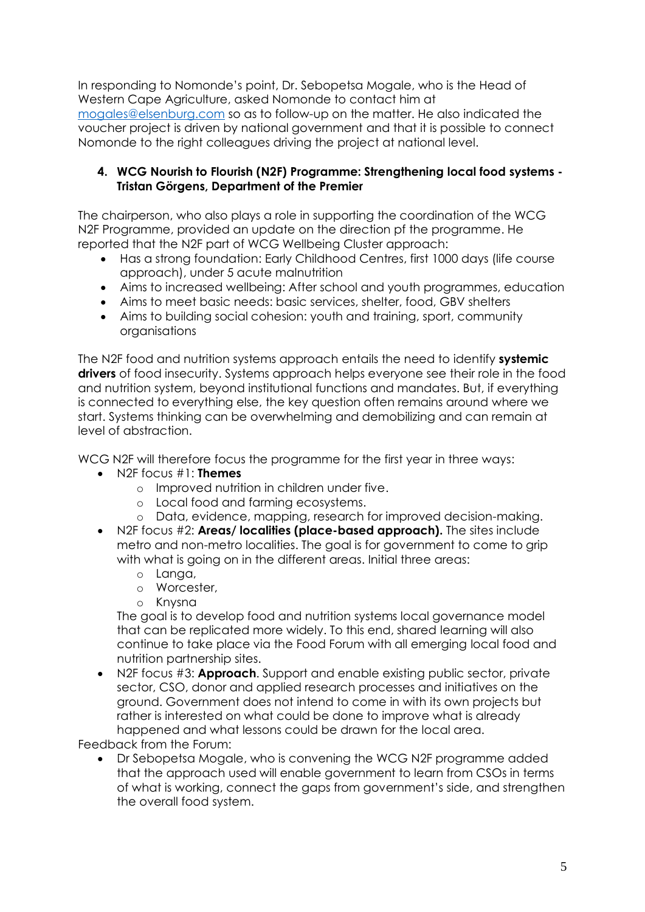In responding to Nomonde's point, Dr. Sebopetsa Mogale, who is the Head of Western Cape Agriculture, asked Nomonde to contact him at mogales@elsenburg.com so as to follow-up on the matter. He also indicated the voucher project is driven by national government and that it is possible to connect Nomonde to the right colleagues driving the project at national level.

**4. WCG Nourish to Flourish (N2F) Programme: Strengthening local food systems - Tristan Görgens, Department of the Premier**

The chairperson, who also plays a role in supporting the coordination of the WCG N2F Programme, provided an update on the direction pf the programme. He reported that the N2F part of WCG Wellbeing Cluster approach:

- Has a strong foundation: Early Childhood Centres, first 1000 days (life course approach), under 5 acute malnutrition
- Aims to increased wellbeing: After school and youth programmes, education
- Aims to meet basic needs: basic services, shelter, food, GBV shelters
- Aims to building social cohesion: youth and training, sport, community organisations

The N2F food and nutrition systems approach entails the need to identify **systemic drivers** of food insecurity. Systems approach helps everyone see their role in the food and nutrition system, beyond institutional functions and mandates. But, if everything is connected to everything else, the key question often remains around where we start. Systems thinking can be overwhelming and demobilizing and can remain at level of abstraction.

WCG N2F will therefore focus the programme for the first year in three ways:

- N2F focus #1: **Themes**
  - Improved nutrition in children under five.
  - Local food and farming ecosystems.
  - Data, evidence, mapping, research for improved decision-making.
- N2F focus #2: **Areas/ localities (place-based approach).** The sites include metro and non-metro localities. The goal is for government to come to grip with what is going on in the different areas. Initial three areas:
  - Langa,
  - Worcester,
  - Knysna

  The goal is to develop food and nutrition systems local governance model that can be replicated more widely. To this end, shared learning will also continue to take place via the Food Forum with all emerging local food and nutrition partnership sites.
- N2F focus #3: **Approach**. Support and enable existing public sector, private sector, CSO, donor and applied research processes and initiatives on the ground. Government does not intend to come in with its own projects but rather is interested on what could be done to improve what is already happened and what lessons could be drawn for the local area.

Feedback from the Forum:

- Dr Sebopetsa Mogale, who is convening the WCG N2F programme added that the approach used will enable government to learn from CSOs in terms of what is working, connect the gaps from government's side, and strengthen the overall food system.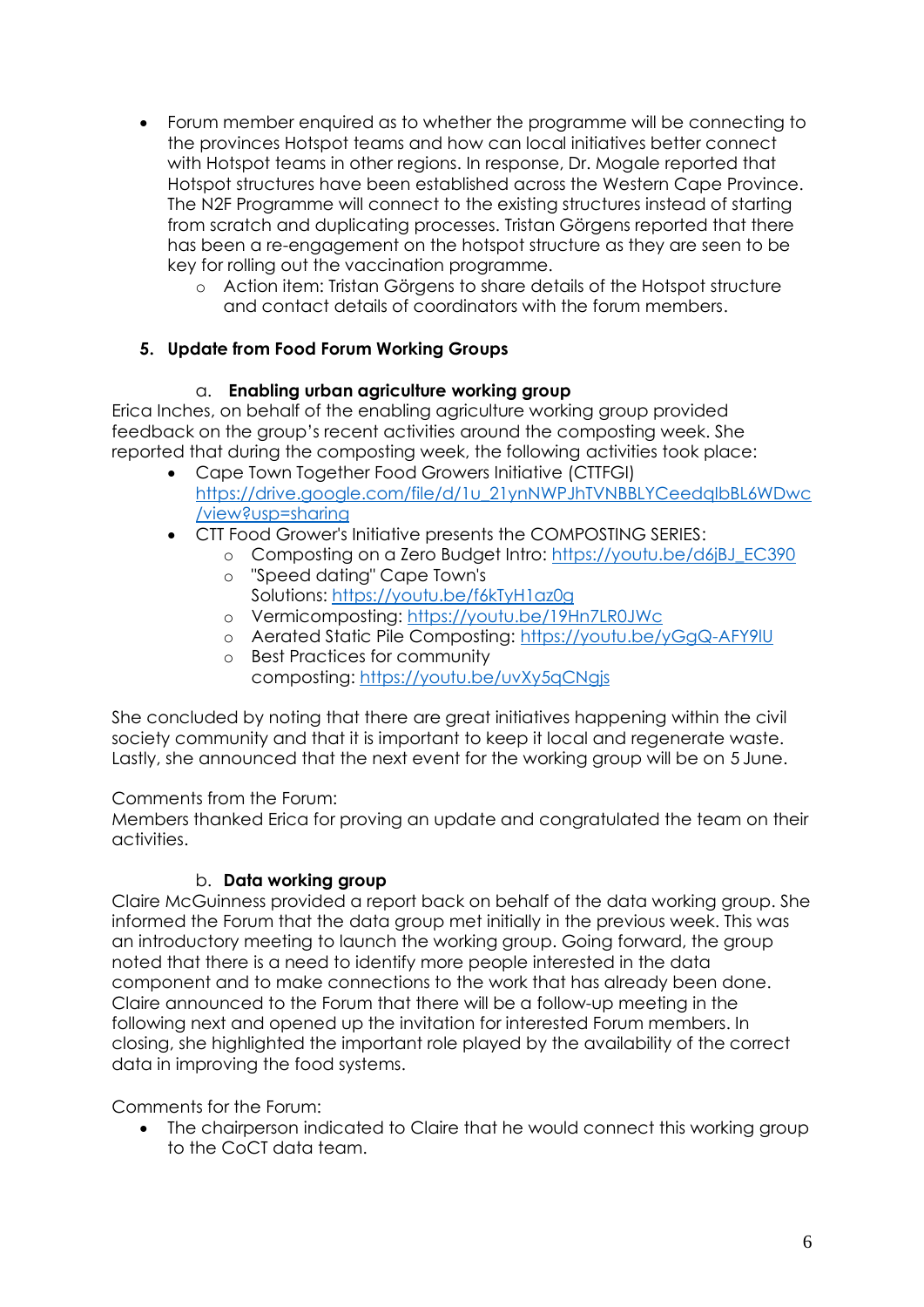- Forum member enquired as to whether the programme will be connecting to the provinces Hotspot teams and how can local initiatives better connect with Hotspot teams in other regions. In response, Dr. Mogale reported that Hotspot structures have been established across the Western Cape Province. The N2F Programme will connect to the existing structures instead of starting from scratch and duplicating processes. Tristan Görgens reported that there has been a re-engagement on the hotspot structure as they are seen to be key for rolling out the vaccination programme.
  - Action item: Tristan Görgens to share details of the Hotspot structure and contact details of coordinators with the forum members.

**5. Update from Food Forum Working Groups**

a. **Enabling urban agriculture working group**

Erica Inches, on behalf of the enabling agriculture working group provided feedback on the group's recent activities around the composting week. She reported that during the composting week, the following activities took place:

- Cape Town Together Food Growers Initiative (CTTFGI) https://drive.google.com/file/d/1u_21ynNWPJhTVNBBLYCeedqlbBL6WDwc/view?usp=sharing
- CTT Food Grower's Initiative presents the COMPOSTING SERIES:
  - Composting on a Zero Budget Intro: https://youtu.be/d6jBJ_EC390
  - "Speed dating" Cape Town's Solutions: https://youtu.be/f6kTyH1az0g
  - Vermicomposting: https://youtu.be/19Hn7LR0JWc
  - Aerated Static Pile Composting: https://youtu.be/yGgQ-AFY9lU
  - Best Practices for community composting: https://youtu.be/uvXy5qCNgjs

She concluded by noting that there are great initiatives happening within the civil society community and that it is important to keep it local and regenerate waste. Lastly, she announced that the next event for the working group will be on 5 June.

Comments from the Forum:
Members thanked Erica for proving an update and congratulated the team on their activities.

b. **Data working group**

Claire McGuinness provided a report back on behalf of the data working group. She informed the Forum that the data group met initially in the previous week. This was an introductory meeting to launch the working group. Going forward, the group noted that there is a need to identify more people interested in the data component and to make connections to the work that has already been done. Claire announced to the Forum that there will be a follow-up meeting in the following next and opened up the invitation for interested Forum members. In closing, she highlighted the important role played by the availability of the correct data in improving the food systems.

Comments for the Forum:

- The chairperson indicated to Claire that he would connect this working group to the CoCT data team.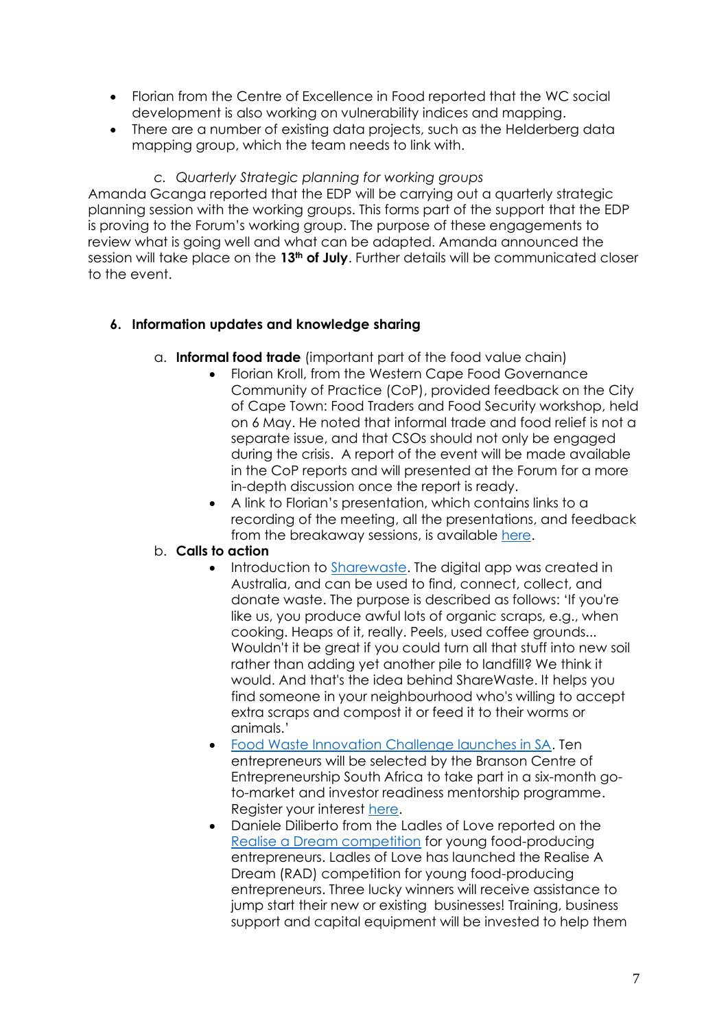- Florian from the Centre of Excellence in Food reported that the WC social development is also working on vulnerability indices and mapping.
- There are a number of existing data projects, such as the Helderberg data mapping group, which the team needs to link with.

c. *Quarterly Strategic planning for working groups*

Amanda Gcanga reported that the EDP will be carrying out a quarterly strategic planning session with the working groups. This forms part of the support that the EDP is proving to the Forum's working group. The purpose of these engagements to review what is going well and what can be adapted. Amanda announced the session will take place on the **13th of July**. Further details will be communicated closer to the event.

**6. Information updates and knowledge sharing**

a. **Informal food trade** (important part of the food value chain)

- Florian Kroll, from the Western Cape Food Governance Community of Practice (CoP), provided feedback on the City of Cape Town: Food Traders and Food Security workshop, held on 6 May. He noted that informal trade and food relief is not a separate issue, and that CSOs should not only be engaged during the crisis. A report of the event will be made available in the CoP reports and will presented at the Forum for a more in-depth discussion once the report is ready.
- A link to Florian's presentation, which contains links to a recording of the meeting, all the presentations, and feedback from the breakaway sessions, is available here.

b. **Calls to action**

- Introduction to Sharewaste. The digital app was created in Australia, and can be used to find, connect, collect, and donate waste. The purpose is described as follows: 'If you're like us, you produce awful lots of organic scraps, e.g., when cooking. Heaps of it, really. Peels, used coffee grounds... Wouldn't it be great if you could turn all that stuff into new soil rather than adding yet another pile to landfill? We think it would. And that's the idea behind ShareWaste. It helps you find someone in your neighbourhood who's willing to accept extra scraps and compost it or feed it to their worms or animals.'
- Food Waste Innovation Challenge launches in SA. Ten entrepreneurs will be selected by the Branson Centre of Entrepreneurship South Africa to take part in a six-month go-to-market and investor readiness mentorship programme. Register your interest here.
- Daniele Diliberto from the Ladles of Love reported on the Realise a Dream competition for young food-producing entrepreneurs. Ladles of Love has launched the Realise A Dream (RAD) competition for young food-producing entrepreneurs. Three lucky winners will receive assistance to jump start their new or existing businesses! Training, business support and capital equipment will be invested to help them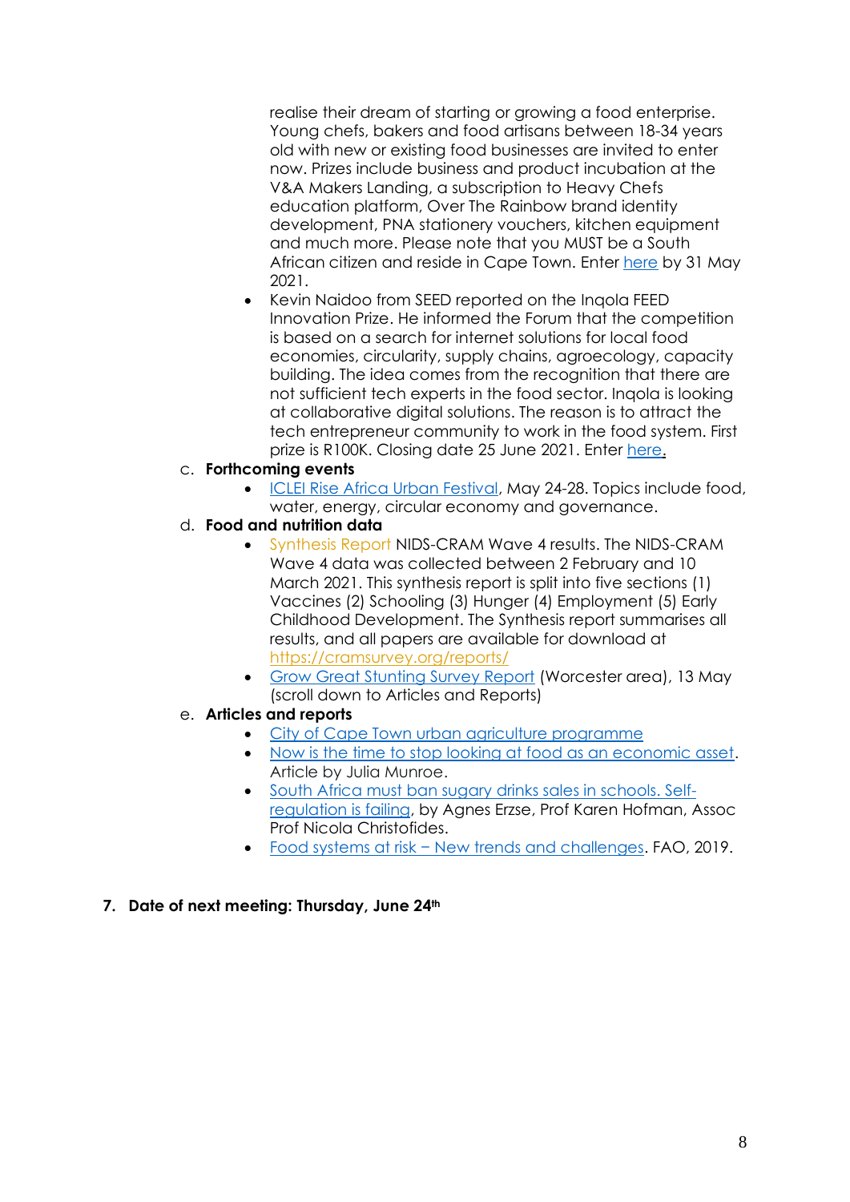realise their dream of starting or growing a food enterprise. Young chefs, bakers and food artisans between 18-34 years old with new or existing food businesses are invited to enter now. Prizes include business and product incubation at the V&A Makers Landing, a subscription to Heavy Chefs education platform, Over The Rainbow brand identity development, PNA stationery vouchers, kitchen equipment and much more. Please note that you MUST be a South African citizen and reside in Cape Town. Enter here by 31 May 2021.

- Kevin Naidoo from SEED reported on the Inqola FEED Innovation Prize. He informed the Forum that the competition is based on a search for internet solutions for local food economies, circularity, supply chains, agroecology, capacity building. The idea comes from the recognition that there are not sufficient tech experts in the food sector. Inqola is looking at collaborative digital solutions. The reason is to attract the tech entrepreneur community to work in the food system. First prize is R100K. Closing date 25 June 2021. Enter here.

c. **Forthcoming events**
   - ICLEI Rise Africa Urban Festival, May 24-28. Topics include food, water, energy, circular economy and governance.

d. **Food and nutrition data**
   - Synthesis Report NIDS-CRAM Wave 4 results. The NIDS-CRAM Wave 4 data was collected between 2 February and 10 March 2021. This synthesis report is split into five sections (1) Vaccines (2) Schooling (3) Hunger (4) Employment (5) Early Childhood Development. The Synthesis report summarises all results, and all papers are available for download at https://cramsurvey.org/reports/
   - Grow Great Stunting Survey Report (Worcester area), 13 May (scroll down to Articles and Reports)

e. **Articles and reports**
   - City of Cape Town urban agriculture programme
   - Now is the time to stop looking at food as an economic asset. Article by Julia Munroe.
   - South Africa must ban sugary drinks sales in schools. Self-regulation is failing, by Agnes Erzse, Prof Karen Hofman, Assoc Prof Nicola Christofides.
   - Food systems at risk – New trends and challenges. FAO, 2019.

**7. Date of next meeting: Thursday, June 24th**